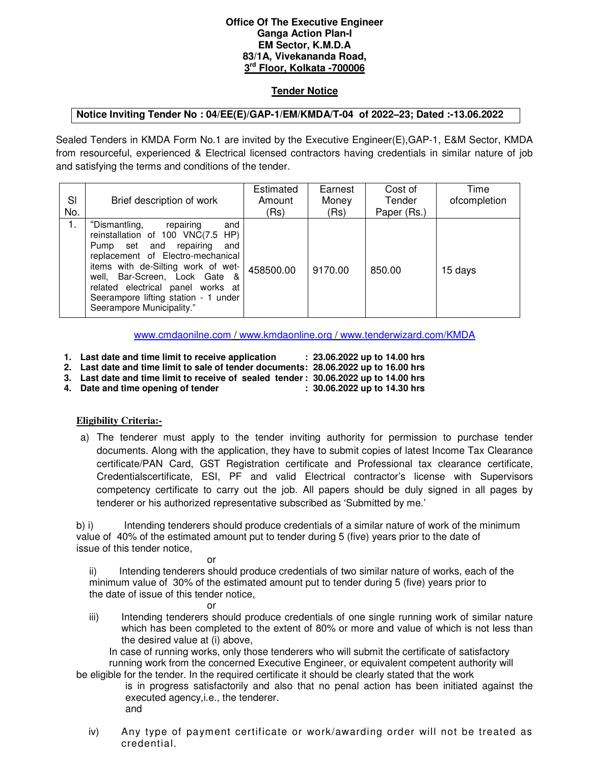**Office Of The Executive Engineer**
**Ganga Action Plan-I**
**EM Sector, K.M.D.A**
**83/1A, Vivekananda Road,**
**3rd Floor, Kolkata -700006**

## Tender Notice

**Notice Inviting Tender No : 04/EE(E)/GAP-1/EM/KMDA/T-04 of 2022–23; Dated :-13.06.2022**

Sealed Tenders in KMDA Form No.1 are invited by the Executive Engineer(E),GAP-1, E&M Sector, KMDA from resourceful, experienced & Electrical licensed contractors having credentials in similar nature of job and satisfying the terms and conditions of the tender.

| Sl No. | Brief description of work | Estimated Amount (Rs) | Earnest Money (Rs) | Cost of Tender Paper (Rs.) | Time ofcompletion |
|---|---|---|---|---|---|
| 1. | "Dismantling, repairing and reinstallation of 100 VNC(7.5 HP) Pump set and repairing and replacement of Electro-mechanical items with de-Silting work of wet-well, Bar-Screen, Lock Gate & related electrical panel works at Seerampore lifting station - 1 under Seerampore Municipality." | 458500.00 | 9170.00 | 850.00 | 15 days |

www.cmdaonilne.com / www.kmdaonline.org / www.tenderwizard.com/KMDA

1. **Last date and time limit to receive application : 23.06.2022 up to 14.00 hrs**
2. **Last date and time limit to sale of tender documents: 28.06.2022 up to 16.00 hrs**
3. **Last date and time limit to receive of sealed tender : 30.06.2022 up to 14.00 hrs**
4. **Date and time opening of tender : 30.06.2022 up to 14.30 hrs**

**Eligibility Criteria:-**

a) The tenderer must apply to the tender inviting authority for permission to purchase tender documents. Along with the application, they have to submit copies of latest Income Tax Clearance certificate/PAN Card, GST Registration certificate and Professional tax clearance certificate, Credentialscertificate, ESI, PF and valid Electrical contractor's license with Supervisors competency certificate to carry out the job. All papers should be duly signed in all pages by tenderer or his authorized representative subscribed as 'Submitted by me.'

b) i) Intending tenderers should produce credentials of a similar nature of work of the minimum value of 40% of the estimated amount put to tender during 5 (five) years prior to the date of issue of this tender notice,

or

ii) Intending tenderers should produce credentials of two similar nature of works, each of the minimum value of 30% of the estimated amount put to tender during 5 (five) years prior to the date of issue of this tender notice,

or

iii) Intending tenderers should produce credentials of one single running work of similar nature which has been completed to the extent of 80% or more and value of which is not less than the desired value at (i) above,

In case of running works, only those tenderers who will submit the certificate of satisfactory running work from the concerned Executive Engineer, or equivalent competent authority will be eligible for the tender. In the required certificate it should be clearly stated that the work is in progress satisfactorily and also that no penal action has been initiated against the executed agency,i.e., the tenderer.

and

iv) Any type of payment certificate or work/awarding order will not be treated as credential.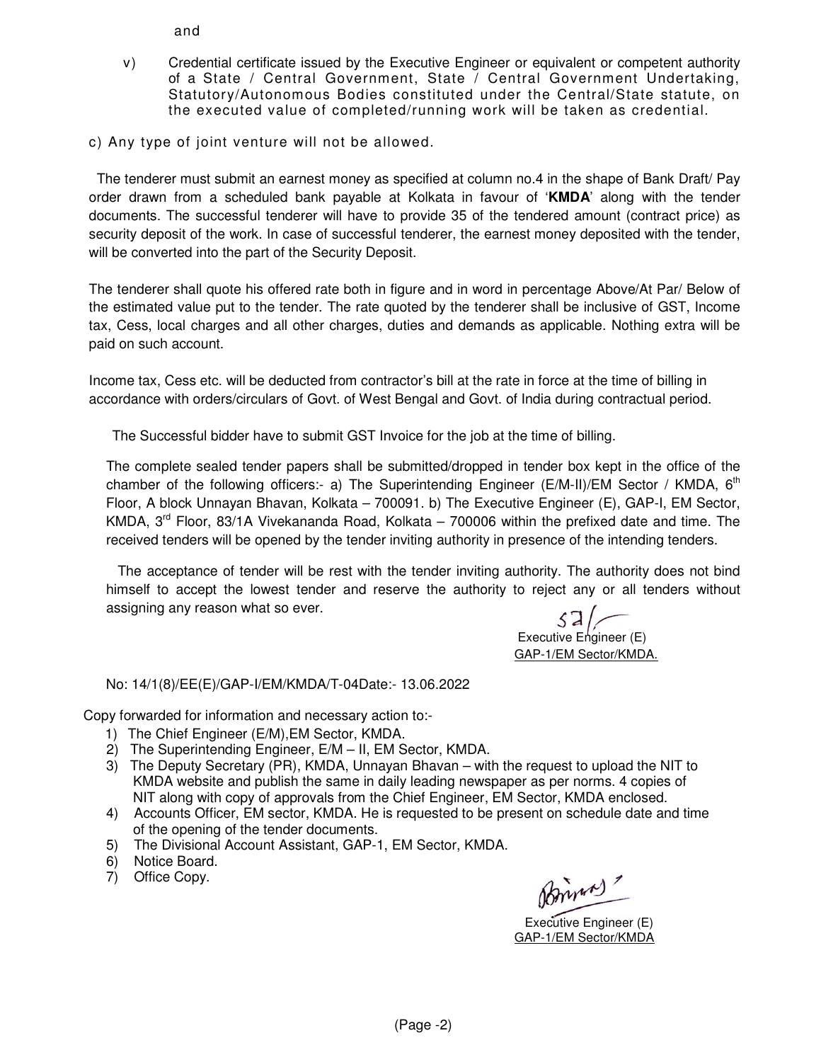and

v) Credential certificate issued by the Executive Engineer or equivalent or competent authority of a State / Central Government, State / Central Government Undertaking, Statutory/Autonomous Bodies constituted under the Central/State statute, on the executed value of completed/running work will be taken as credential.

c) Any type of joint venture will not be allowed.

The tenderer must submit an earnest money as specified at column no.4 in the shape of Bank Draft/ Pay order drawn from a scheduled bank payable at Kolkata in favour of '**KMDA**' along with the tender documents. The successful tenderer will have to provide 35 of the tendered amount (contract price) as security deposit of the work. In case of successful tenderer, the earnest money deposited with the tender, will be converted into the part of the Security Deposit.

The tenderer shall quote his offered rate both in figure and in word in percentage Above/At Par/ Below of the estimated value put to the tender. The rate quoted by the tenderer shall be inclusive of GST, Income tax, Cess, local charges and all other charges, duties and demands as applicable. Nothing extra will be paid on such account.

Income tax, Cess etc. will be deducted from contractor's bill at the rate in force at the time of billing in accordance with orders/circulars of Govt. of West Bengal and Govt. of India during contractual period.

The Successful bidder have to submit GST Invoice for the job at the time of billing.

The complete sealed tender papers shall be submitted/dropped in tender box kept in the office of the chamber of the following officers:- a) The Superintending Engineer (E/M-II)/EM Sector / KMDA, 6th Floor, A block Unnayan Bhavan, Kolkata – 700091. b) The Executive Engineer (E), GAP-I, EM Sector, KMDA, 3rd Floor, 83/1A Vivekananda Road, Kolkata – 700006 within the prefixed date and time. The received tenders will be opened by the tender inviting authority in presence of the intending tenders.

The acceptance of tender will be rest with the tender inviting authority. The authority does not bind himself to accept the lowest tender and reserve the authority to reject any or all tenders without assigning any reason what so ever.

Sd/-
Executive Engineer (E)
GAP-1/EM Sector/KMDA.

No: 14/1(8)/EE(E)/GAP-I/EM/KMDA/T-04Date:- 13.06.2022

Copy forwarded for information and necessary action to:-

1) The Chief Engineer (E/M),EM Sector, KMDA.
2) The Superintending Engineer, E/M – II, EM Sector, KMDA.
3) The Deputy Secretary (PR), KMDA, Unnayan Bhavan – with the request to upload the NIT to KMDA website and publish the same in daily leading newspaper as per norms. 4 copies of NIT along with copy of approvals from the Chief Engineer, EM Sector, KMDA enclosed.
4) Accounts Officer, EM sector, KMDA. He is requested to be present on schedule date and time of the opening of the tender documents.
5) The Divisional Account Assistant, GAP-1, EM Sector, KMDA.
6) Notice Board.
7) Office Copy.

Executive Engineer (E)
GAP-1/EM Sector/KMDA